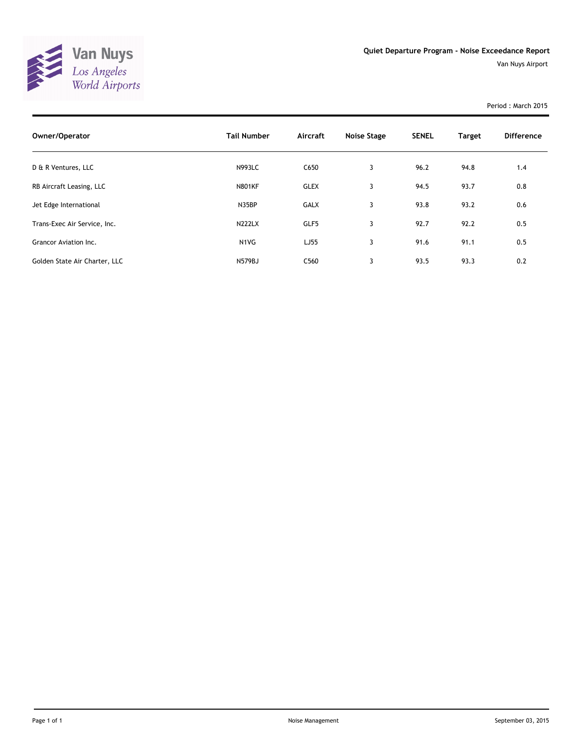Van Nuys
*Los Angeles World Airports*

# Quiet Departure Program - Noise Exceedance Report

Van Nuys Airport

Period : March 2015

| Owner/Operator | Tail Number | Aircraft | Noise Stage | SENEL | Target | Difference |
|---|---|---|---|---|---|---|
| D & R Ventures, LLC | N993LC | C650 | 3 | 96.2 | 94.8 | 1.4 |
| RB Aircraft Leasing, LLC | N801KF | GLEX | 3 | 94.5 | 93.7 | 0.8 |
| Jet Edge International | N35BP | GALX | 3 | 93.8 | 93.2 | 0.6 |
| Trans-Exec Air Service, Inc. | N222LX | GLF5 | 3 | 92.7 | 92.2 | 0.5 |
| Grancor Aviation Inc. | N1VG | LJ55 | 3 | 91.6 | 91.1 | 0.5 |
| Golden State Air Charter, LLC | N579BJ | C560 | 3 | 93.5 | 93.3 | 0.2 |

Noise Management

September 03, 2015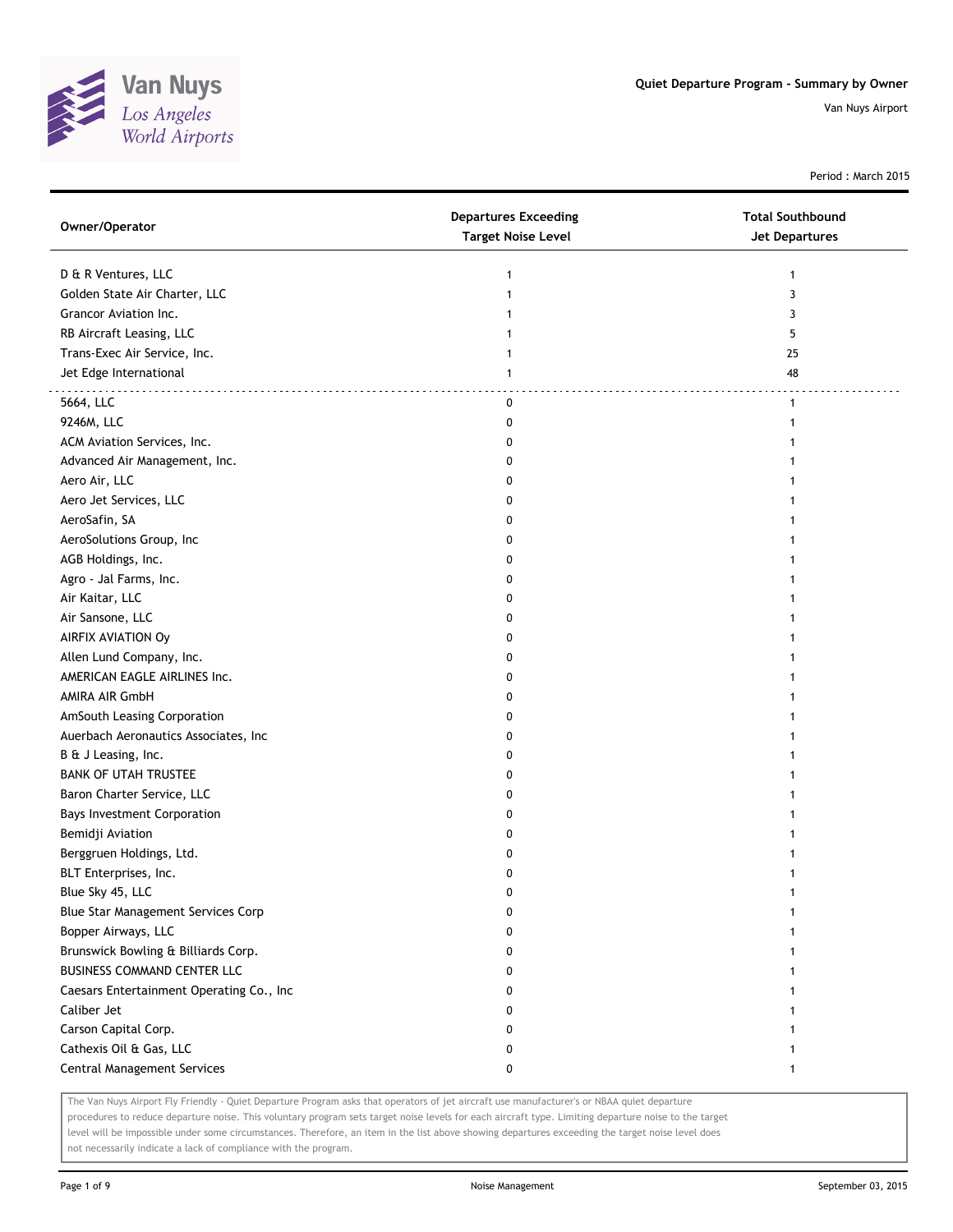**Van Nuys**
*Los Angeles World Airports*

**Quiet Departure Program - Summary by Owner**

Van Nuys Airport

Period : March 2015

| Owner/Operator | Departures Exceeding Target Noise Level | Total Southbound Jet Departures |
|---|---|---|
| D & R Ventures, LLC | 1 | 1 |
| Golden State Air Charter, LLC | 1 | 3 |
| Grancor Aviation Inc. | 1 | 3 |
| RB Aircraft Leasing, LLC | 1 | 5 |
| Trans-Exec Air Service, Inc. | 1 | 25 |
| Jet Edge International | 1 | 48 |
| 5664, LLC | 0 | 1 |
| 9246M, LLC | 0 | 1 |
| ACM Aviation Services, Inc. | 0 | 1 |
| Advanced Air Management, Inc. | 0 | 1 |
| Aero Air, LLC | 0 | 1 |
| Aero Jet Services, LLC | 0 | 1 |
| AeroSafin, SA | 0 | 1 |
| AeroSolutions Group, Inc | 0 | 1 |
| AGB Holdings, Inc. | 0 | 1 |
| Agro - Jal Farms, Inc. | 0 | 1 |
| Air Kaitar, LLC | 0 | 1 |
| Air Sansone, LLC | 0 | 1 |
| AIRFIX AVIATION Oy | 0 | 1 |
| Allen Lund Company, Inc. | 0 | 1 |
| AMERICAN EAGLE AIRLINES Inc. | 0 | 1 |
| AMIRA AIR GmbH | 0 | 1 |
| AmSouth Leasing Corporation | 0 | 1 |
| Auerbach Aeronautics Associates, Inc | 0 | 1 |
| B & J Leasing, Inc. | 0 | 1 |
| BANK OF UTAH TRUSTEE | 0 | 1 |
| Baron Charter Service, LLC | 0 | 1 |
| Bays Investment Corporation | 0 | 1 |
| Bemidji Aviation | 0 | 1 |
| Berggruen Holdings, Ltd. | 0 | 1 |
| BLT Enterprises, Inc. | 0 | 1 |
| Blue Sky 45, LLC | 0 | 1 |
| Blue Star Management Services Corp | 0 | 1 |
| Bopper Airways, LLC | 0 | 1 |
| Brunswick Bowling & Billiards Corp. | 0 | 1 |
| BUSINESS COMMAND CENTER LLC | 0 | 1 |
| Caesars Entertainment Operating Co., Inc | 0 | 1 |
| Caliber Jet | 0 | 1 |
| Carson Capital Corp. | 0 | 1 |
| Cathexis Oil & Gas, LLC | 0 | 1 |
| Central Management Services | 0 | 1 |

The Van Nuys Airport Fly Friendly - Quiet Departure Program asks that operators of jet aircraft use manufacturer's or NBAA quiet departure procedures to reduce departure noise. This voluntary program sets target noise levels for each aircraft type. Limiting departure noise to the target level will be impossible under some circumstances. Therefore, an item in the list above showing departures exceeding the target noise level does not necessarily indicate a lack of compliance with the program.

Noise Management

September 03, 2015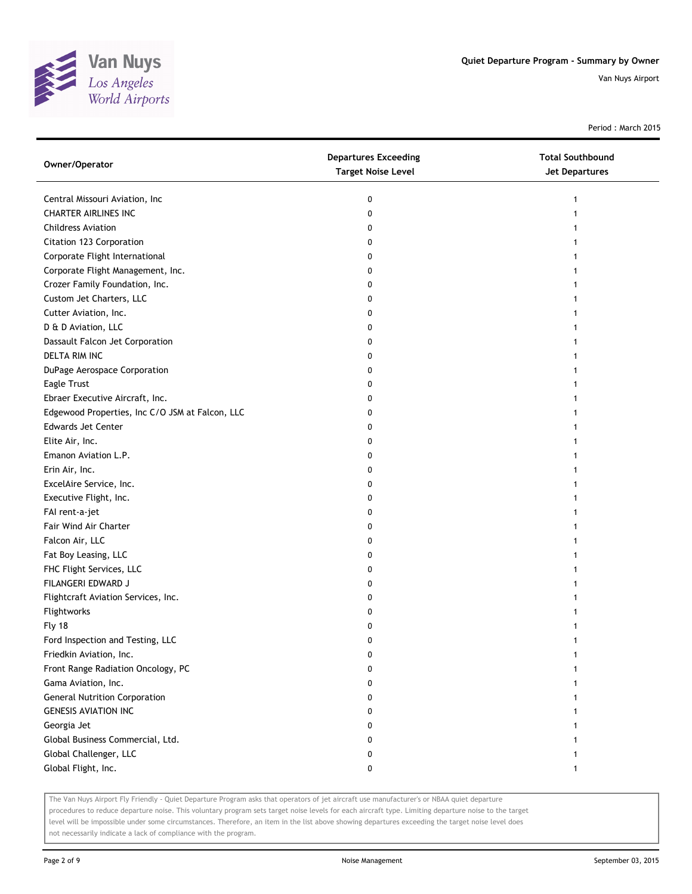**Quiet Departure Program - Summary by Owner**

Van Nuys Airport

Period : March 2015

| Owner/Operator | Departures Exceeding Target Noise Level | Total Southbound Jet Departures |
|---|---|---|
| Central Missouri Aviation, Inc | 0 | 1 |
| CHARTER AIRLINES INC | 0 | 1 |
| Childress Aviation | 0 | 1 |
| Citation 123 Corporation | 0 | 1 |
| Corporate Flight International | 0 | 1 |
| Corporate Flight Management, Inc. | 0 | 1 |
| Crozer Family Foundation, Inc. | 0 | 1 |
| Custom Jet Charters, LLC | 0 | 1 |
| Cutter Aviation, Inc. | 0 | 1 |
| D & D Aviation, LLC | 0 | 1 |
| Dassault Falcon Jet Corporation | 0 | 1 |
| DELTA RIM INC | 0 | 1 |
| DuPage Aerospace Corporation | 0 | 1 |
| Eagle Trust | 0 | 1 |
| Ebraer Executive Aircraft, Inc. | 0 | 1 |
| Edgewood Properties, Inc C/O JSM at Falcon, LLC | 0 | 1 |
| Edwards Jet Center | 0 | 1 |
| Elite Air, Inc. | 0 | 1 |
| Emanon Aviation L.P. | 0 | 1 |
| Erin Air, Inc. | 0 | 1 |
| ExcelAire Service, Inc. | 0 | 1 |
| Executive Flight, Inc. | 0 | 1 |
| FAI rent-a-jet | 0 | 1 |
| Fair Wind Air Charter | 0 | 1 |
| Falcon Air, LLC | 0 | 1 |
| Fat Boy Leasing, LLC | 0 | 1 |
| FHC Flight Services, LLC | 0 | 1 |
| FILANGERI EDWARD J | 0 | 1 |
| Flightcraft Aviation Services, Inc. | 0 | 1 |
| Flightworks | 0 | 1 |
| Fly 18 | 0 | 1 |
| Ford Inspection and Testing, LLC | 0 | 1 |
| Friedkin Aviation, Inc. | 0 | 1 |
| Front Range Radiation Oncology, PC | 0 | 1 |
| Gama Aviation, Inc. | 0 | 1 |
| General Nutrition Corporation | 0 | 1 |
| GENESIS AVIATION INC | 0 | 1 |
| Georgia Jet | 0 | 1 |
| Global Business Commercial, Ltd. | 0 | 1 |
| Global Challenger, LLC | 0 | 1 |
| Global Flight, Inc. | 0 | 1 |

The Van Nuys Airport Fly Friendly - Quiet Departure Program asks that operators of jet aircraft use manufacturer's or NBAA quiet departure procedures to reduce departure noise. This voluntary program sets target noise levels for each aircraft type. Limiting departure noise to the target level will be impossible under some circumstances. Therefore, an item in the list above showing departures exceeding the target noise level does not necessarily indicate a lack of compliance with the program.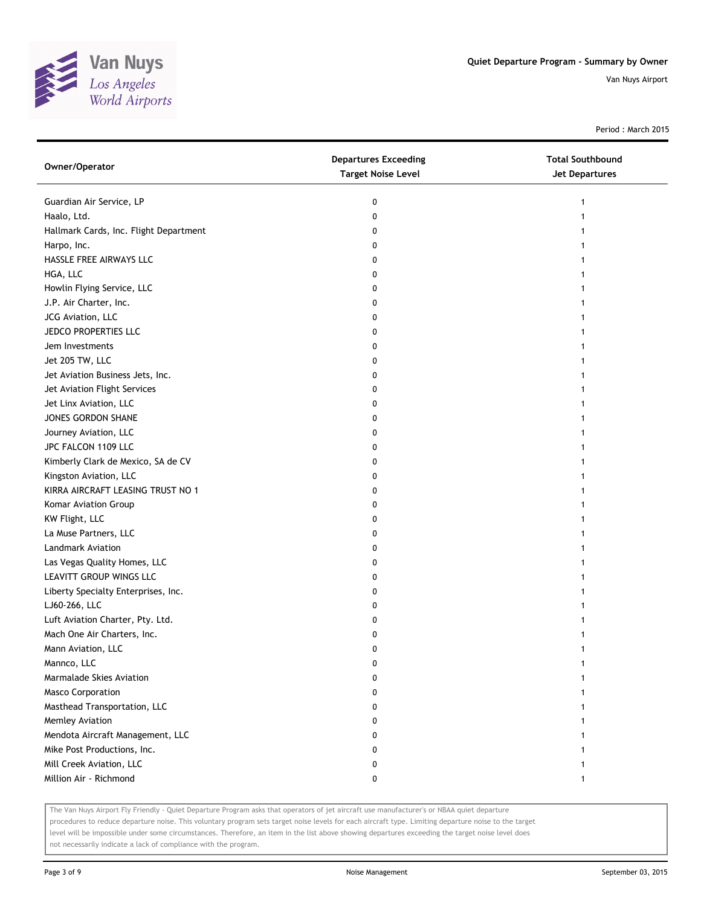Quiet Departure Program - Summary by Owner

Van Nuys Airport

Period : March 2015

| Owner/Operator | Departures Exceeding Target Noise Level | Total Southbound Jet Departures |
|---|---|---|
| Guardian Air Service, LP | 0 | 1 |
| Haalo, Ltd. | 0 | 1 |
| Hallmark Cards, Inc. Flight Department | 0 | 1 |
| Harpo, Inc. | 0 | 1 |
| HASSLE FREE AIRWAYS LLC | 0 | 1 |
| HGA, LLC | 0 | 1 |
| Howlin Flying Service, LLC | 0 | 1 |
| J.P. Air Charter, Inc. | 0 | 1 |
| JCG Aviation, LLC | 0 | 1 |
| JEDCO PROPERTIES LLC | 0 | 1 |
| Jem Investments | 0 | 1 |
| Jet 205 TW, LLC | 0 | 1 |
| Jet Aviation Business Jets, Inc. | 0 | 1 |
| Jet Aviation Flight Services | 0 | 1 |
| Jet Linx Aviation, LLC | 0 | 1 |
| JONES GORDON SHANE | 0 | 1 |
| Journey Aviation, LLC | 0 | 1 |
| JPC FALCON 1109 LLC | 0 | 1 |
| Kimberly Clark de Mexico, SA de CV | 0 | 1 |
| Kingston Aviation, LLC | 0 | 1 |
| KIRRA AIRCRAFT LEASING TRUST NO 1 | 0 | 1 |
| Komar Aviation Group | 0 | 1 |
| KW Flight, LLC | 0 | 1 |
| La Muse Partners, LLC | 0 | 1 |
| Landmark Aviation | 0 | 1 |
| Las Vegas Quality Homes, LLC | 0 | 1 |
| LEAVITT GROUP WINGS LLC | 0 | 1 |
| Liberty Specialty Enterprises, Inc. | 0 | 1 |
| LJ60-266, LLC | 0 | 1 |
| Luft Aviation Charter, Pty. Ltd. | 0 | 1 |
| Mach One Air Charters, Inc. | 0 | 1 |
| Mann Aviation, LLC | 0 | 1 |
| Mannco, LLC | 0 | 1 |
| Marmalade Skies Aviation | 0 | 1 |
| Masco Corporation | 0 | 1 |
| Masthead Transportation, LLC | 0 | 1 |
| Memley Aviation | 0 | 1 |
| Mendota Aircraft Management, LLC | 0 | 1 |
| Mike Post Productions, Inc. | 0 | 1 |
| Mill Creek Aviation, LLC | 0 | 1 |
| Million Air - Richmond | 0 | 1 |

The Van Nuys Airport Fly Friendly - Quiet Departure Program asks that operators of jet aircraft use manufacturer's or NBAA quiet departure procedures to reduce departure noise. This voluntary program sets target noise levels for each aircraft type. Limiting departure noise to the target level will be impossible under some circumstances. Therefore, an item in the list above showing departures exceeding the target noise level does not necessarily indicate a lack of compliance with the program.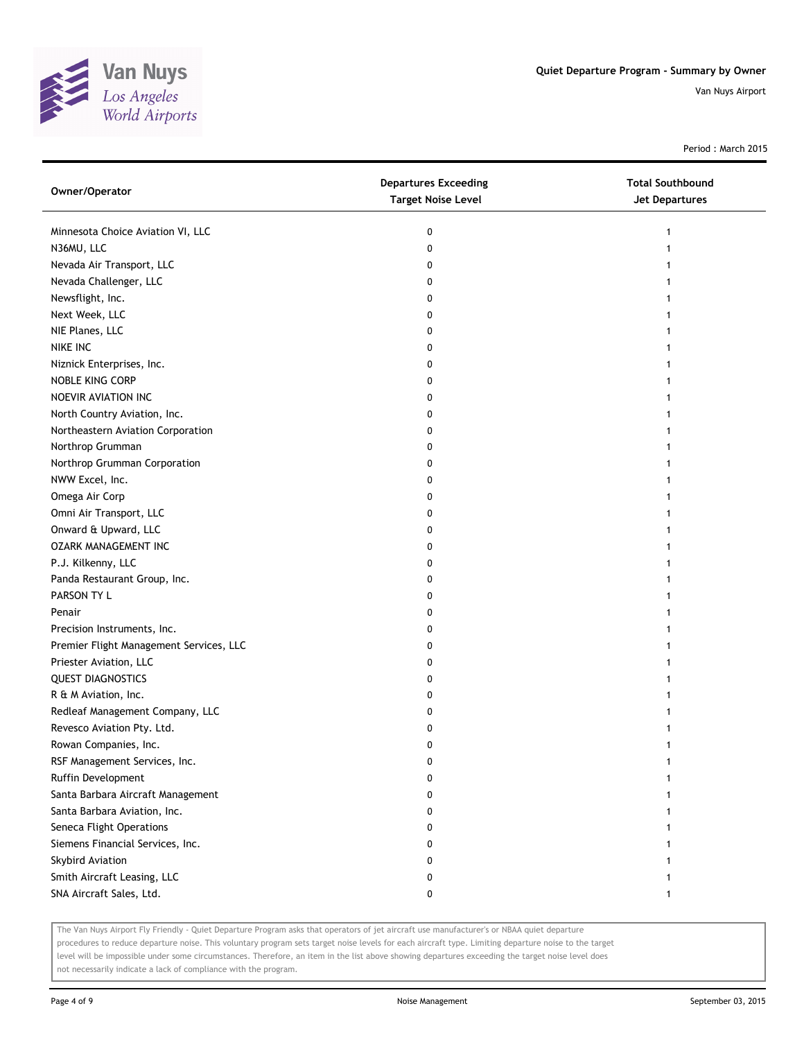Quiet Departure Program - Summary by Owner

Van Nuys Airport

Period : March 2015

| Owner/Operator | Departures Exceeding Target Noise Level | Total Southbound Jet Departures |
|---|---|---|
| Minnesota Choice Aviation VI, LLC | 0 | 1 |
| N36MU, LLC | 0 | 1 |
| Nevada Air Transport, LLC | 0 | 1 |
| Nevada Challenger, LLC | 0 | 1 |
| Newsflight, Inc. | 0 | 1 |
| Next Week, LLC | 0 | 1 |
| NIE Planes, LLC | 0 | 1 |
| NIKE INC | 0 | 1 |
| Niznick Enterprises, Inc. | 0 | 1 |
| NOBLE KING CORP | 0 | 1 |
| NOEVIR AVIATION INC | 0 | 1 |
| North Country Aviation, Inc. | 0 | 1 |
| Northeastern Aviation Corporation | 0 | 1 |
| Northrop Grumman | 0 | 1 |
| Northrop Grumman Corporation | 0 | 1 |
| NWW Excel, Inc. | 0 | 1 |
| Omega Air Corp | 0 | 1 |
| Omni Air Transport, LLC | 0 | 1 |
| Onward & Upward, LLC | 0 | 1 |
| OZARK MANAGEMENT INC | 0 | 1 |
| P.J. Kilkenny, LLC | 0 | 1 |
| Panda Restaurant Group, Inc. | 0 | 1 |
| PARSON TY L | 0 | 1 |
| Penair | 0 | 1 |
| Precision Instruments, Inc. | 0 | 1 |
| Premier Flight Management Services, LLC | 0 | 1 |
| Priester Aviation, LLC | 0 | 1 |
| QUEST DIAGNOSTICS | 0 | 1 |
| R & M Aviation, Inc. | 0 | 1 |
| Redleaf Management Company, LLC | 0 | 1 |
| Revesco Aviation Pty. Ltd. | 0 | 1 |
| Rowan Companies, Inc. | 0 | 1 |
| RSF Management Services, Inc. | 0 | 1 |
| Ruffin Development | 0 | 1 |
| Santa Barbara Aircraft Management | 0 | 1 |
| Santa Barbara Aviation, Inc. | 0 | 1 |
| Seneca Flight Operations | 0 | 1 |
| Siemens Financial Services, Inc. | 0 | 1 |
| Skybird Aviation | 0 | 1 |
| Smith Aircraft Leasing, LLC | 0 | 1 |
| SNA Aircraft Sales, Ltd. | 0 | 1 |

The Van Nuys Airport Fly Friendly - Quiet Departure Program asks that operators of jet aircraft use manufacturer's or NBAA quiet departure procedures to reduce departure noise. This voluntary program sets target noise levels for each aircraft type. Limiting departure noise to the target level will be impossible under some circumstances. Therefore, an item in the list above showing departures exceeding the target noise level does not necessarily indicate a lack of compliance with the program.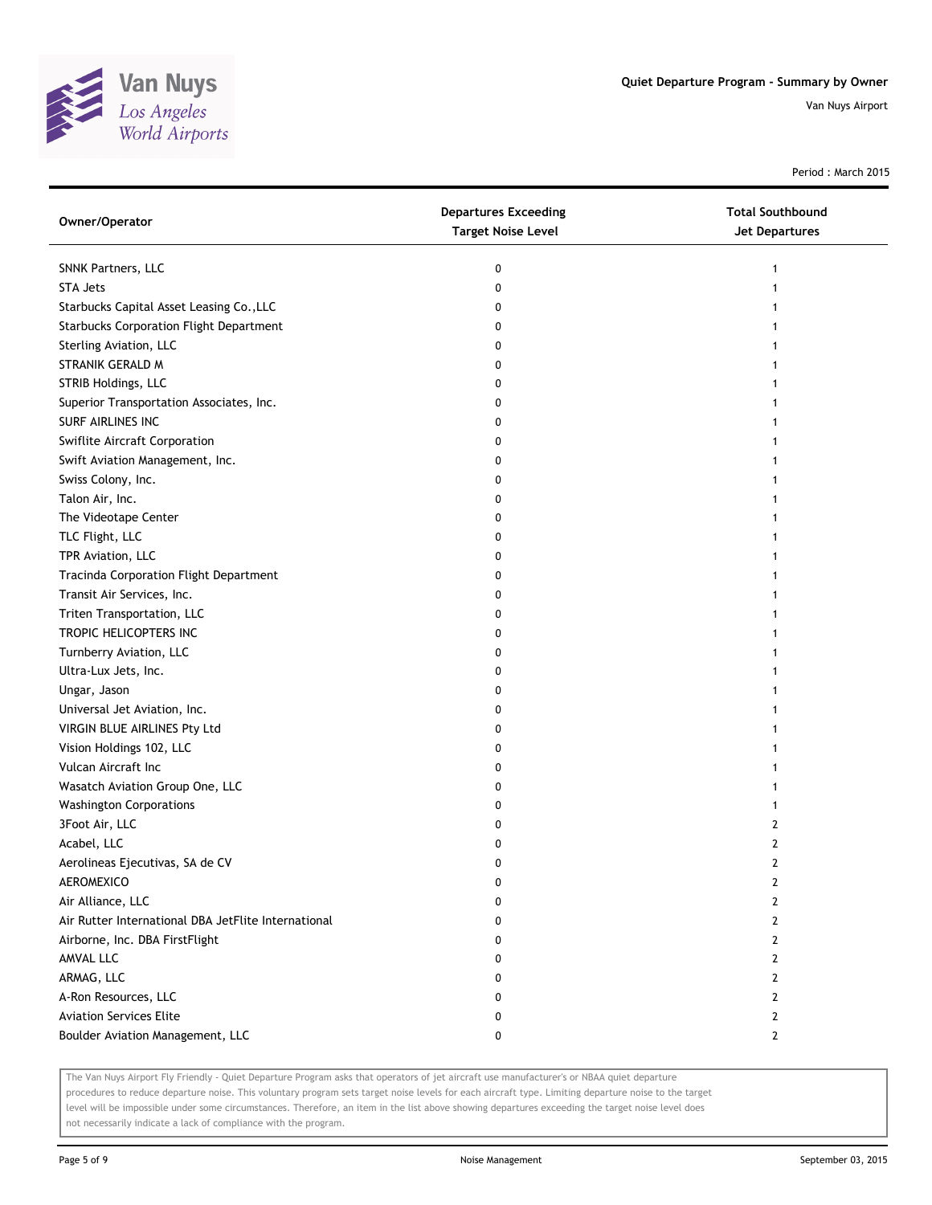Quiet Departure Program - Summary by Owner

Van Nuys Airport

Period : March 2015

| Owner/Operator | Departures Exceeding Target Noise Level | Total Southbound Jet Departures |
|---|---|---|
| SNNK Partners, LLC | 0 | 1 |
| STA Jets | 0 | 1 |
| Starbucks Capital Asset Leasing Co.,LLC | 0 | 1 |
| Starbucks Corporation Flight Department | 0 | 1 |
| Sterling Aviation, LLC | 0 | 1 |
| STRANIK GERALD M | 0 | 1 |
| STRIB Holdings, LLC | 0 | 1 |
| Superior Transportation Associates, Inc. | 0 | 1 |
| SURF AIRLINES INC | 0 | 1 |
| Swiflite Aircraft Corporation | 0 | 1 |
| Swift Aviation Management, Inc. | 0 | 1 |
| Swiss Colony, Inc. | 0 | 1 |
| Talon Air, Inc. | 0 | 1 |
| The Videotape Center | 0 | 1 |
| TLC Flight, LLC | 0 | 1 |
| TPR Aviation, LLC | 0 | 1 |
| Tracinda Corporation Flight Department | 0 | 1 |
| Transit Air Services, Inc. | 0 | 1 |
| Triten Transportation, LLC | 0 | 1 |
| TROPIC HELICOPTERS INC | 0 | 1 |
| Turnberry Aviation, LLC | 0 | 1 |
| Ultra-Lux Jets, Inc. | 0 | 1 |
| Ungar, Jason | 0 | 1 |
| Universal Jet Aviation, Inc. | 0 | 1 |
| VIRGIN BLUE AIRLINES Pty Ltd | 0 | 1 |
| Vision Holdings 102, LLC | 0 | 1 |
| Vulcan Aircraft Inc | 0 | 1 |
| Wasatch Aviation Group One, LLC | 0 | 1 |
| Washington Corporations | 0 | 1 |
| 3Foot Air, LLC | 0 | 2 |
| Acabel, LLC | 0 | 2 |
| Aerolineas Ejecutivas, SA de CV | 0 | 2 |
| AEROMEXICO | 0 | 2 |
| Air Alliance, LLC | 0 | 2 |
| Air Rutter International DBA JetFlite International | 0 | 2 |
| Airborne, Inc. DBA FirstFlight | 0 | 2 |
| AMVAL LLC | 0 | 2 |
| ARMAG, LLC | 0 | 2 |
| A-Ron Resources, LLC | 0 | 2 |
| Aviation Services Elite | 0 | 2 |
| Boulder Aviation Management, LLC | 0 | 2 |

The Van Nuys Airport Fly Friendly - Quiet Departure Program asks that operators of jet aircraft use manufacturer's or NBAA quiet departure procedures to reduce departure noise. This voluntary program sets target noise levels for each aircraft type. Limiting departure noise to the target level will be impossible under some circumstances. Therefore, an item in the list above showing departures exceeding the target noise level does not necessarily indicate a lack of compliance with the program.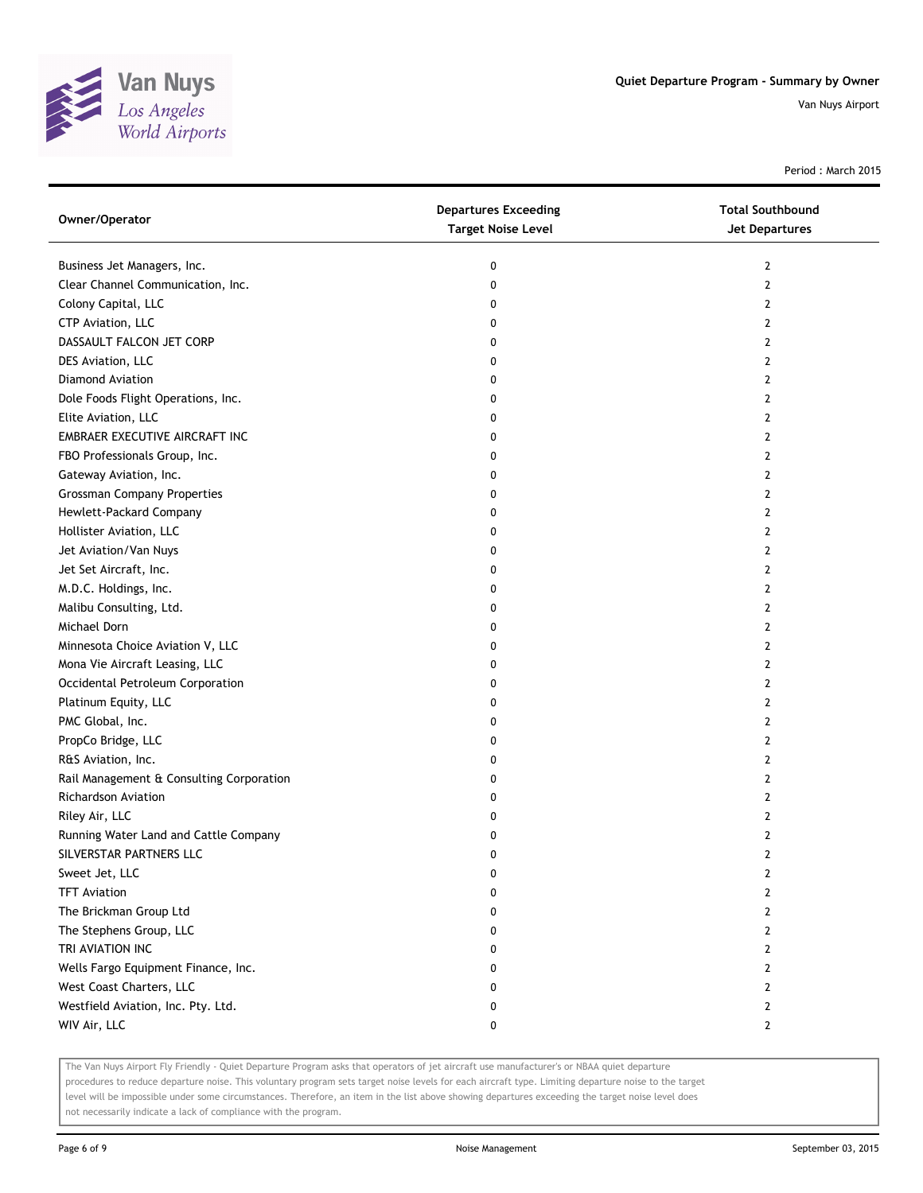Quiet Departure Program - Summary by Owner

Van Nuys Airport

Period : March 2015

| Owner/Operator | Departures Exceeding Target Noise Level | Total Southbound Jet Departures |
|---|---|---|
| Business Jet Managers, Inc. | 0 | 2 |
| Clear Channel Communication, Inc. | 0 | 2 |
| Colony Capital, LLC | 0 | 2 |
| CTP Aviation, LLC | 0 | 2 |
| DASSAULT FALCON JET CORP | 0 | 2 |
| DES Aviation, LLC | 0 | 2 |
| Diamond Aviation | 0 | 2 |
| Dole Foods Flight Operations, Inc. | 0 | 2 |
| Elite Aviation, LLC | 0 | 2 |
| EMBRAER EXECUTIVE AIRCRAFT INC | 0 | 2 |
| FBO Professionals Group, Inc. | 0 | 2 |
| Gateway Aviation, Inc. | 0 | 2 |
| Grossman Company Properties | 0 | 2 |
| Hewlett-Packard Company | 0 | 2 |
| Hollister Aviation, LLC | 0 | 2 |
| Jet Aviation/Van Nuys | 0 | 2 |
| Jet Set Aircraft, Inc. | 0 | 2 |
| M.D.C. Holdings, Inc. | 0 | 2 |
| Malibu Consulting, Ltd. | 0 | 2 |
| Michael Dorn | 0 | 2 |
| Minnesota Choice Aviation V, LLC | 0 | 2 |
| Mona Vie Aircraft Leasing, LLC | 0 | 2 |
| Occidental Petroleum Corporation | 0 | 2 |
| Platinum Equity, LLC | 0 | 2 |
| PMC Global, Inc. | 0 | 2 |
| PropCo Bridge, LLC | 0 | 2 |
| R&S Aviation, Inc. | 0 | 2 |
| Rail Management & Consulting Corporation | 0 | 2 |
| Richardson Aviation | 0 | 2 |
| Riley Air, LLC | 0 | 2 |
| Running Water Land and Cattle Company | 0 | 2 |
| SILVERSTAR PARTNERS LLC | 0 | 2 |
| Sweet Jet, LLC | 0 | 2 |
| TFT Aviation | 0 | 2 |
| The Brickman Group Ltd | 0 | 2 |
| The Stephens Group, LLC | 0 | 2 |
| TRI AVIATION INC | 0 | 2 |
| Wells Fargo Equipment Finance, Inc. | 0 | 2 |
| West Coast Charters, LLC | 0 | 2 |
| Westfield Aviation, Inc. Pty. Ltd. | 0 | 2 |
| WIV Air, LLC | 0 | 2 |

The Van Nuys Airport Fly Friendly - Quiet Departure Program asks that operators of jet aircraft use manufacturer's or NBAA quiet departure procedures to reduce departure noise. This voluntary program sets target noise levels for each aircraft type. Limiting departure noise to the target level will be impossible under some circumstances. Therefore, an item in the list above showing departures exceeding the target noise level does not necessarily indicate a lack of compliance with the program.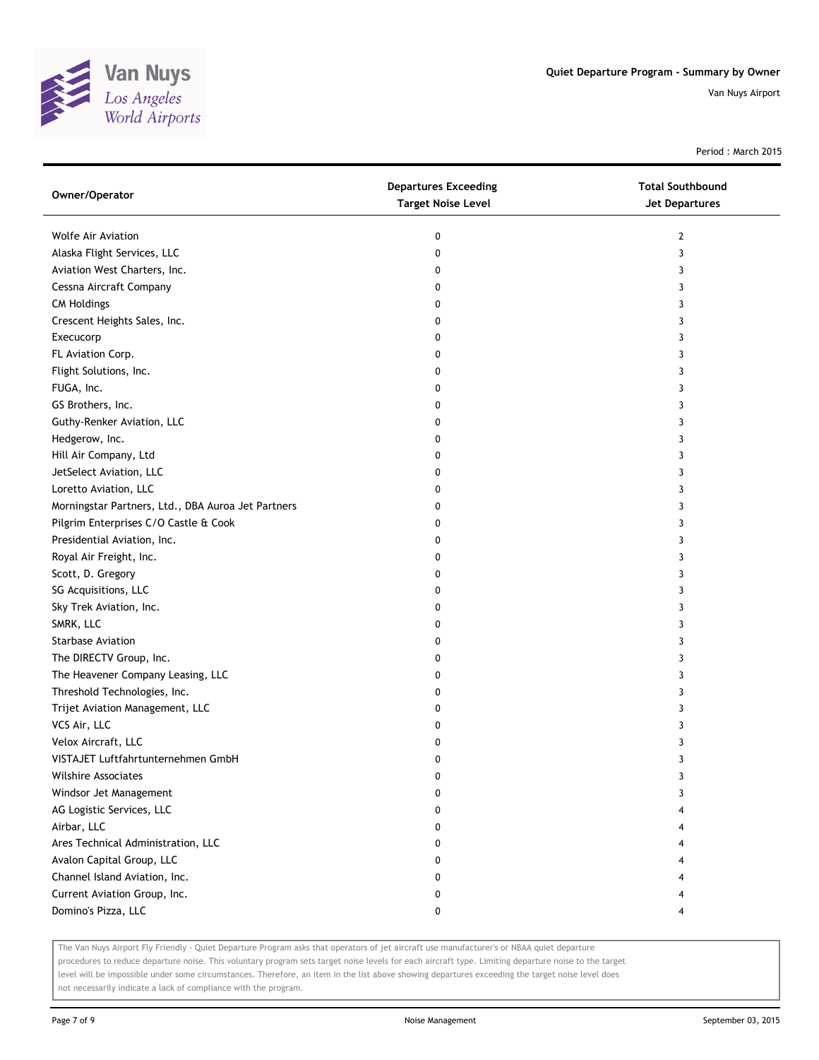Quiet Departure Program - Summary by Owner

Van Nuys Airport

Period : March 2015

| Owner/Operator | Departures Exceeding Target Noise Level | Total Southbound Jet Departures |
|---|---|---|
| Wolfe Air Aviation | 0 | 2 |
| Alaska Flight Services, LLC | 0 | 3 |
| Aviation West Charters, Inc. | 0 | 3 |
| Cessna Aircraft Company | 0 | 3 |
| CM Holdings | 0 | 3 |
| Crescent Heights Sales, Inc. | 0 | 3 |
| Execucorp | 0 | 3 |
| FL Aviation Corp. | 0 | 3 |
| Flight Solutions, Inc. | 0 | 3 |
| FUGA, Inc. | 0 | 3 |
| GS Brothers, Inc. | 0 | 3 |
| Guthy-Renker Aviation, LLC | 0 | 3 |
| Hedgerow, Inc. | 0 | 3 |
| Hill Air Company, Ltd | 0 | 3 |
| JetSelect Aviation, LLC | 0 | 3 |
| Loretto Aviation, LLC | 0 | 3 |
| Morningstar Partners, Ltd., DBA Auroa Jet Partners | 0 | 3 |
| Pilgrim Enterprises C/O Castle & Cook | 0 | 3 |
| Presidential Aviation, Inc. | 0 | 3 |
| Royal Air Freight, Inc. | 0 | 3 |
| Scott, D. Gregory | 0 | 3 |
| SG Acquisitions, LLC | 0 | 3 |
| Sky Trek Aviation, Inc. | 0 | 3 |
| SMRK, LLC | 0 | 3 |
| Starbase Aviation | 0 | 3 |
| The DIRECTV Group, Inc. | 0 | 3 |
| The Heavener Company Leasing, LLC | 0 | 3 |
| Threshold Technologies, Inc. | 0 | 3 |
| Trijet Aviation Management, LLC | 0 | 3 |
| VCS Air, LLC | 0 | 3 |
| Velox Aircraft, LLC | 0 | 3 |
| VISTAJET Luftfahrtunternehmen GmbH | 0 | 3 |
| Wilshire Associates | 0 | 3 |
| Windsor Jet Management | 0 | 3 |
| AG Logistic Services, LLC | 0 | 4 |
| Airbar, LLC | 0 | 4 |
| Ares Technical Administration, LLC | 0 | 4 |
| Avalon Capital Group, LLC | 0 | 4 |
| Channel Island Aviation, Inc. | 0 | 4 |
| Current Aviation Group, Inc. | 0 | 4 |
| Domino's Pizza, LLC | 0 | 4 |

The Van Nuys Airport Fly Friendly - Quiet Departure Program asks that operators of jet aircraft use manufacturer's or NBAA quiet departure procedures to reduce departure noise. This voluntary program sets target noise levels for each aircraft type. Limiting departure noise to the target level will be impossible under some circumstances. Therefore, an item in the list above showing departures exceeding the target noise level does not necessarily indicate a lack of compliance with the program.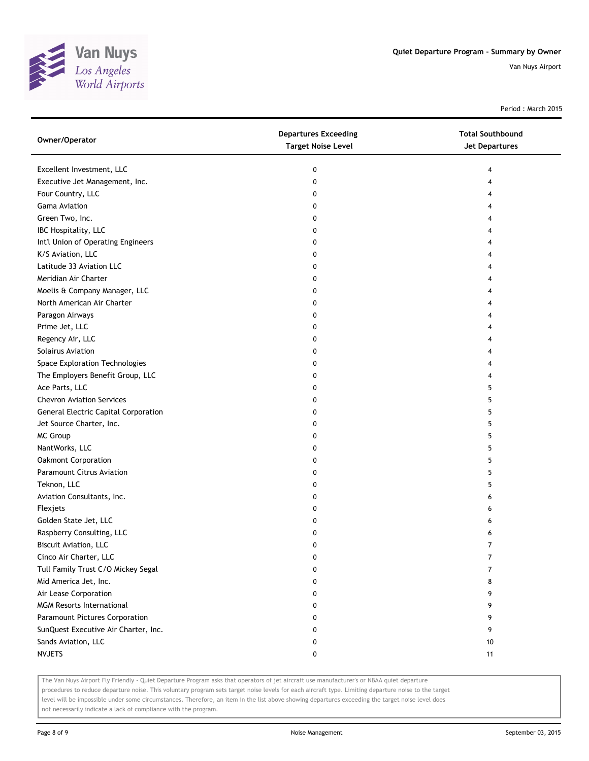Van Nuys
*Los Angeles World Airports*

**Quiet Departure Program - Summary by Owner**

Van Nuys Airport

Period : March 2015

| Owner/Operator | Departures Exceeding Target Noise Level | Total Southbound Jet Departures |
|---|---|---|
| Excellent Investment, LLC | 0 | 4 |
| Executive Jet Management, Inc. | 0 | 4 |
| Four Country, LLC | 0 | 4 |
| Gama Aviation | 0 | 4 |
| Green Two, Inc. | 0 | 4 |
| IBC Hospitality, LLC | 0 | 4 |
| Int'l Union of Operating Engineers | 0 | 4 |
| K/S Aviation, LLC | 0 | 4 |
| Latitude 33 Aviation LLC | 0 | 4 |
| Meridian Air Charter | 0 | 4 |
| Moelis & Company Manager, LLC | 0 | 4 |
| North American Air Charter | 0 | 4 |
| Paragon Airways | 0 | 4 |
| Prime Jet, LLC | 0 | 4 |
| Regency Air, LLC | 0 | 4 |
| Solairus Aviation | 0 | 4 |
| Space Exploration Technologies | 0 | 4 |
| The Employers Benefit Group, LLC | 0 | 4 |
| Ace Parts, LLC | 0 | 5 |
| Chevron Aviation Services | 0 | 5 |
| General Electric Capital Corporation | 0 | 5 |
| Jet Source Charter, Inc. | 0 | 5 |
| MC Group | 0 | 5 |
| NantWorks, LLC | 0 | 5 |
| Oakmont Corporation | 0 | 5 |
| Paramount Citrus Aviation | 0 | 5 |
| Teknon, LLC | 0 | 5 |
| Aviation Consultants, Inc. | 0 | 6 |
| Flexjets | 0 | 6 |
| Golden State Jet, LLC | 0 | 6 |
| Raspberry Consulting, LLC | 0 | 6 |
| Biscuit Aviation, LLC | 0 | 7 |
| Cinco Air Charter, LLC | 0 | 7 |
| Tull Family Trust C/O Mickey Segal | 0 | 7 |
| Mid America Jet, Inc. | 0 | 8 |
| Air Lease Corporation | 0 | 9 |
| MGM Resorts International | 0 | 9 |
| Paramount Pictures Corporation | 0 | 9 |
| SunQuest Executive Air Charter, Inc. | 0 | 9 |
| Sands Aviation, LLC | 0 | 10 |
| NVJETS | 0 | 11 |

The Van Nuys Airport Fly Friendly - Quiet Departure Program asks that operators of jet aircraft use manufacturer's or NBAA quiet departure procedures to reduce departure noise. This voluntary program sets target noise levels for each aircraft type. Limiting departure noise to the target level will be impossible under some circumstances. Therefore, an item in the list above showing departures exceeding the target noise level does not necessarily indicate a lack of compliance with the program.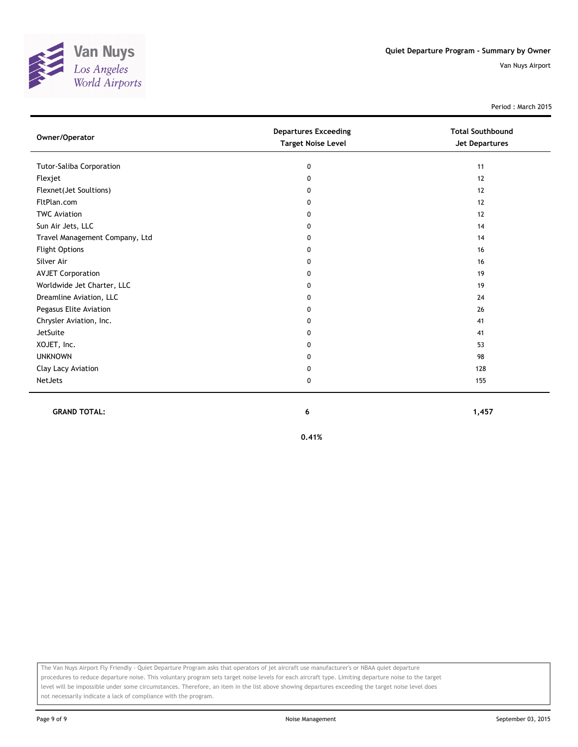**Quiet Departure Program - Summary by Owner**

Van Nuys Airport

Period : March 2015

| Owner/Operator | Departures Exceeding Target Noise Level | Total Southbound Jet Departures |
|---|---|---|
| Tutor-Saliba Corporation | 0 | 11 |
| Flexjet | 0 | 12 |
| Flexnet(Jet Soultions) | 0 | 12 |
| FltPlan.com | 0 | 12 |
| TWC Aviation | 0 | 12 |
| Sun Air Jets, LLC | 0 | 14 |
| Travel Management Company, Ltd | 0 | 14 |
| Flight Options | 0 | 16 |
| Silver Air | 0 | 16 |
| AVJET Corporation | 0 | 19 |
| Worldwide Jet Charter, LLC | 0 | 19 |
| Dreamline Aviation, LLC | 0 | 24 |
| Pegasus Elite Aviation | 0 | 26 |
| Chrysler Aviation, Inc. | 0 | 41 |
| JetSuite | 0 | 41 |
| XOJET, Inc. | 0 | 53 |
| UNKNOWN | 0 | 98 |
| Clay Lacy Aviation | 0 | 128 |
| NetJets | 0 | 155 |
| **GRAND TOTAL:** | **6** | **1,457** |
| | **0.41%** | |

The Van Nuys Airport Fly Friendly - Quiet Departure Program asks that operators of jet aircraft use manufacturer's or NBAA quiet departure procedures to reduce departure noise. This voluntary program sets target noise levels for each aircraft type. Limiting departure noise to the target level will be impossible under some circumstances. Therefore, an item in the list above showing departures exceeding the target noise level does not necessarily indicate a lack of compliance with the program.